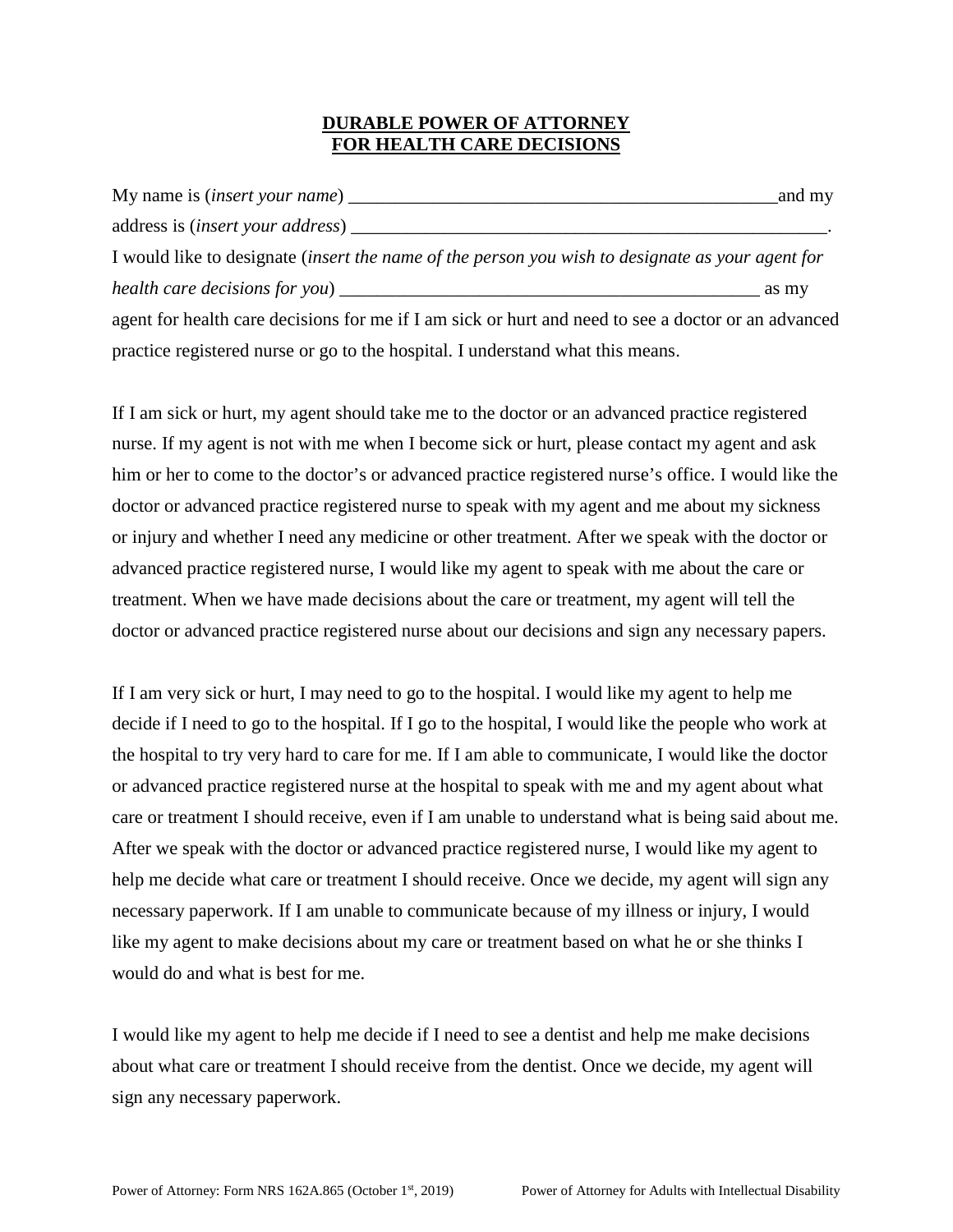# DURABLE POWER OF ATTORNEY FOR HEALTH CARE DECISIONS

My name is (*insert your name*) _______________________________________________ and my address is (*insert your address*) ____________________________________________________.
I would like to designate (*insert the name of the person you wish to designate as your agent for health care decisions for you*) ____________________________________________ as my agent for health care decisions for me if I am sick or hurt and need to see a doctor or an advanced practice registered nurse or go to the hospital. I understand what this means.

If I am sick or hurt, my agent should take me to the doctor or an advanced practice registered nurse. If my agent is not with me when I become sick or hurt, please contact my agent and ask him or her to come to the doctor's or advanced practice registered nurse's office. I would like the doctor or advanced practice registered nurse to speak with my agent and me about my sickness or injury and whether I need any medicine or other treatment. After we speak with the doctor or advanced practice registered nurse, I would like my agent to speak with me about the care or treatment. When we have made decisions about the care or treatment, my agent will tell the doctor or advanced practice registered nurse about our decisions and sign any necessary papers.

If I am very sick or hurt, I may need to go to the hospital. I would like my agent to help me decide if I need to go to the hospital. If I go to the hospital, I would like the people who work at the hospital to try very hard to care for me. If I am able to communicate, I would like the doctor or advanced practice registered nurse at the hospital to speak with me and my agent about what care or treatment I should receive, even if I am unable to understand what is being said about me. After we speak with the doctor or advanced practice registered nurse, I would like my agent to help me decide what care or treatment I should receive. Once we decide, my agent will sign any necessary paperwork. If I am unable to communicate because of my illness or injury, I would like my agent to make decisions about my care or treatment based on what he or she thinks I would do and what is best for me.

I would like my agent to help me decide if I need to see a dentist and help me make decisions about what care or treatment I should receive from the dentist. Once we decide, my agent will sign any necessary paperwork.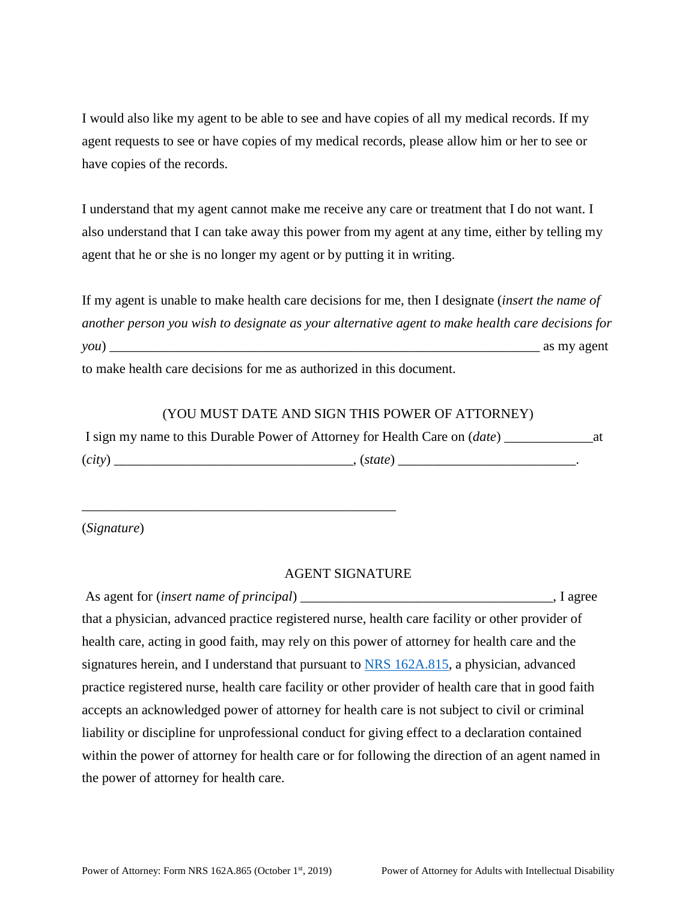I would also like my agent to be able to see and have copies of all my medical records. If my agent requests to see or have copies of my medical records, please allow him or her to see or have copies of the records.

I understand that my agent cannot make me receive any care or treatment that I do not want. I also understand that I can take away this power from my agent at any time, either by telling my agent that he or she is no longer my agent or by putting it in writing.

If my agent is unable to make health care decisions for me, then I designate (*insert the name of another person you wish to designate as your alternative agent to make health care decisions for you*) ________________________________________________________________ as my agent to make health care decisions for me as authorized in this document.

(YOU MUST DATE AND SIGN THIS POWER OF ATTORNEY)

I sign my name to this Durable Power of Attorney for Health Care on (*date*) _____________at (*city*) __________________________________, (*state*) _________________________.

_______________________________________________

(*Signature*)

AGENT SIGNATURE

As agent for (*insert name of principal*) ____________________________________, I agree that a physician, advanced practice registered nurse, health care facility or other provider of health care, acting in good faith, may rely on this power of attorney for health care and the signatures herein, and I understand that pursuant to NRS 162A.815, a physician, advanced practice registered nurse, health care facility or other provider of health care that in good faith accepts an acknowledged power of attorney for health care is not subject to civil or criminal liability or discipline for unprofessional conduct for giving effect to a declaration contained within the power of attorney for health care or for following the direction of an agent named in the power of attorney for health care.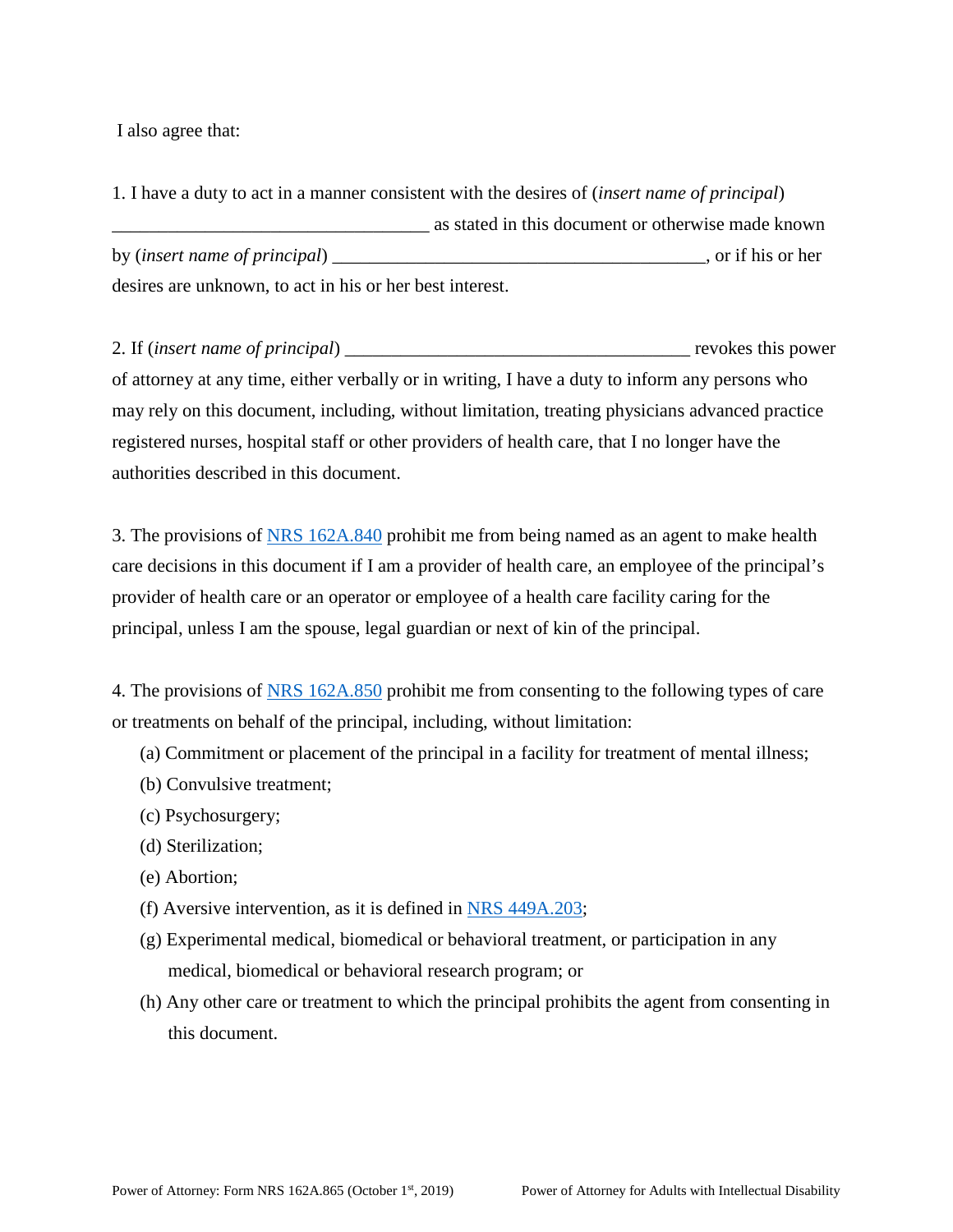I also agree that:

1. I have a duty to act in a manner consistent with the desires of (*insert name of principal*) __________________________________ as stated in this document or otherwise made known by (*insert name of principal*) ________________________________________, or if his or her desires are unknown, to act in his or her best interest.

2. If (*insert name of principal*) _____________________________________ revokes this power of attorney at any time, either verbally or in writing, I have a duty to inform any persons who may rely on this document, including, without limitation, treating physicians advanced practice registered nurses, hospital staff or other providers of health care, that I no longer have the authorities described in this document.

3. The provisions of NRS 162A.840 prohibit me from being named as an agent to make health care decisions in this document if I am a provider of health care, an employee of the principal's provider of health care or an operator or employee of a health care facility caring for the principal, unless I am the spouse, legal guardian or next of kin of the principal.

4. The provisions of NRS 162A.850 prohibit me from consenting to the following types of care or treatments on behalf of the principal, including, without limitation:

- (a) Commitment or placement of the principal in a facility for treatment of mental illness;
- (b) Convulsive treatment;
- (c) Psychosurgery;
- (d) Sterilization;
- (e) Abortion;
- (f) Aversive intervention, as it is defined in NRS 449A.203;
- (g) Experimental medical, biomedical or behavioral treatment, or participation in any medical, biomedical or behavioral research program; or
- (h) Any other care or treatment to which the principal prohibits the agent from consenting in this document.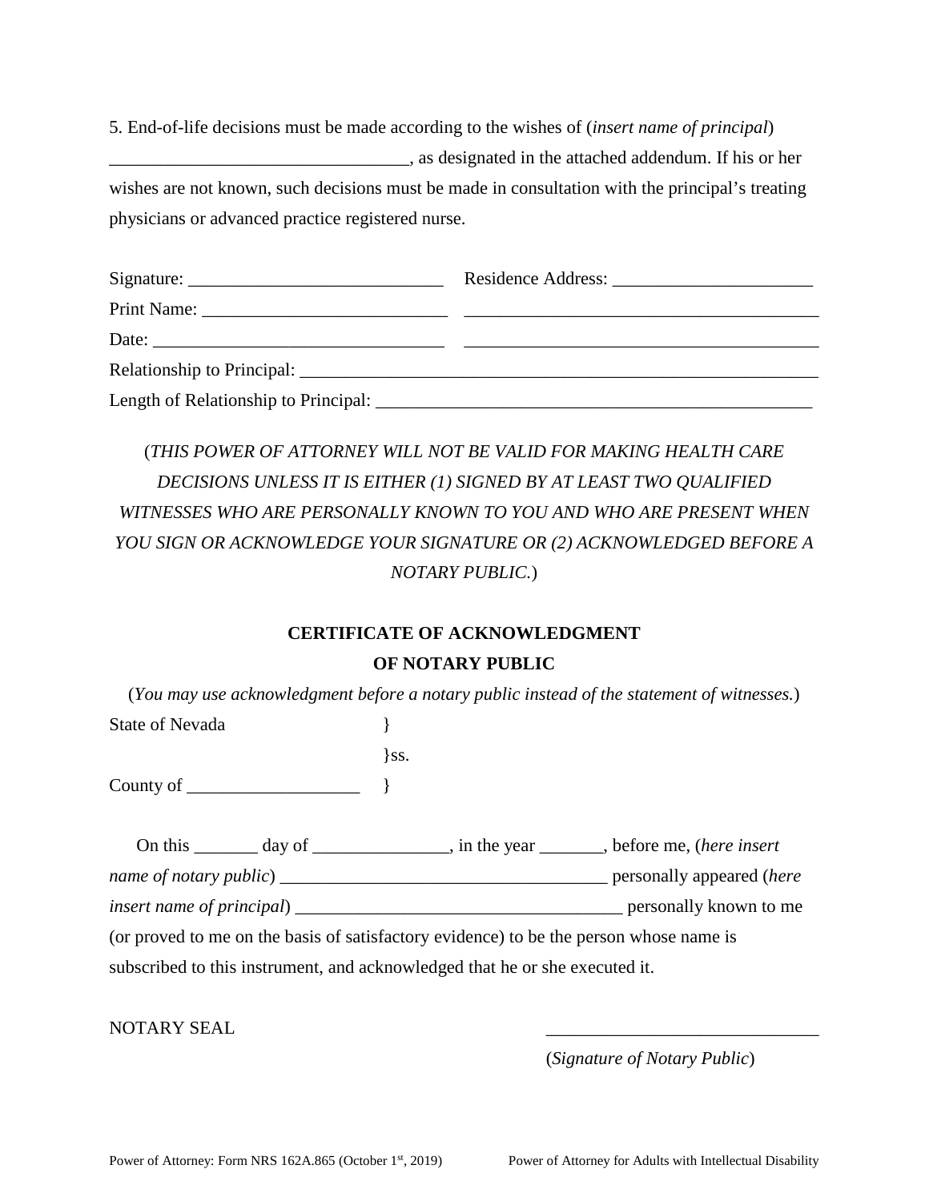5. End-of-life decisions must be made according to the wishes of (*insert name of principal*) ________________________________, as designated in the attached addendum. If his or her wishes are not known, such decisions must be made in consultation with the principal's treating physicians or advanced practice registered nurse.

Signature: ___________________________ Residence Address: _____________________

Print Name: __________________________ _______________________________________

Date: _______________________________ _______________________________________

Relationship to Principal: _________________________________________________________

Length of Relationship to Principal: ________________________________________________

(*THIS POWER OF ATTORNEY WILL NOT BE VALID FOR MAKING HEALTH CARE DECISIONS UNLESS IT IS EITHER (1) SIGNED BY AT LEAST TWO QUALIFIED WITNESSES WHO ARE PERSONALLY KNOWN TO YOU AND WHO ARE PRESENT WHEN YOU SIGN OR ACKNOWLEDGE YOUR SIGNATURE OR (2) ACKNOWLEDGED BEFORE A NOTARY PUBLIC.*)

**CERTIFICATE OF ACKNOWLEDGMENT**
**OF NOTARY PUBLIC**

(*You may use acknowledgment before a notary public instead of the statement of witnesses.*)

State of Nevada }
}ss.
County of __________________ }

On this _______ day of _______________, in the year _______, before me, (*here insert name of notary public*) ___________________________________ personally appeared (*here insert name of principal*) ___________________________________ personally known to me (or proved to me on the basis of satisfactory evidence) to be the person whose name is subscribed to this instrument, and acknowledged that he or she executed it.

NOTARY SEAL ______________________________
(*Signature of Notary Public*)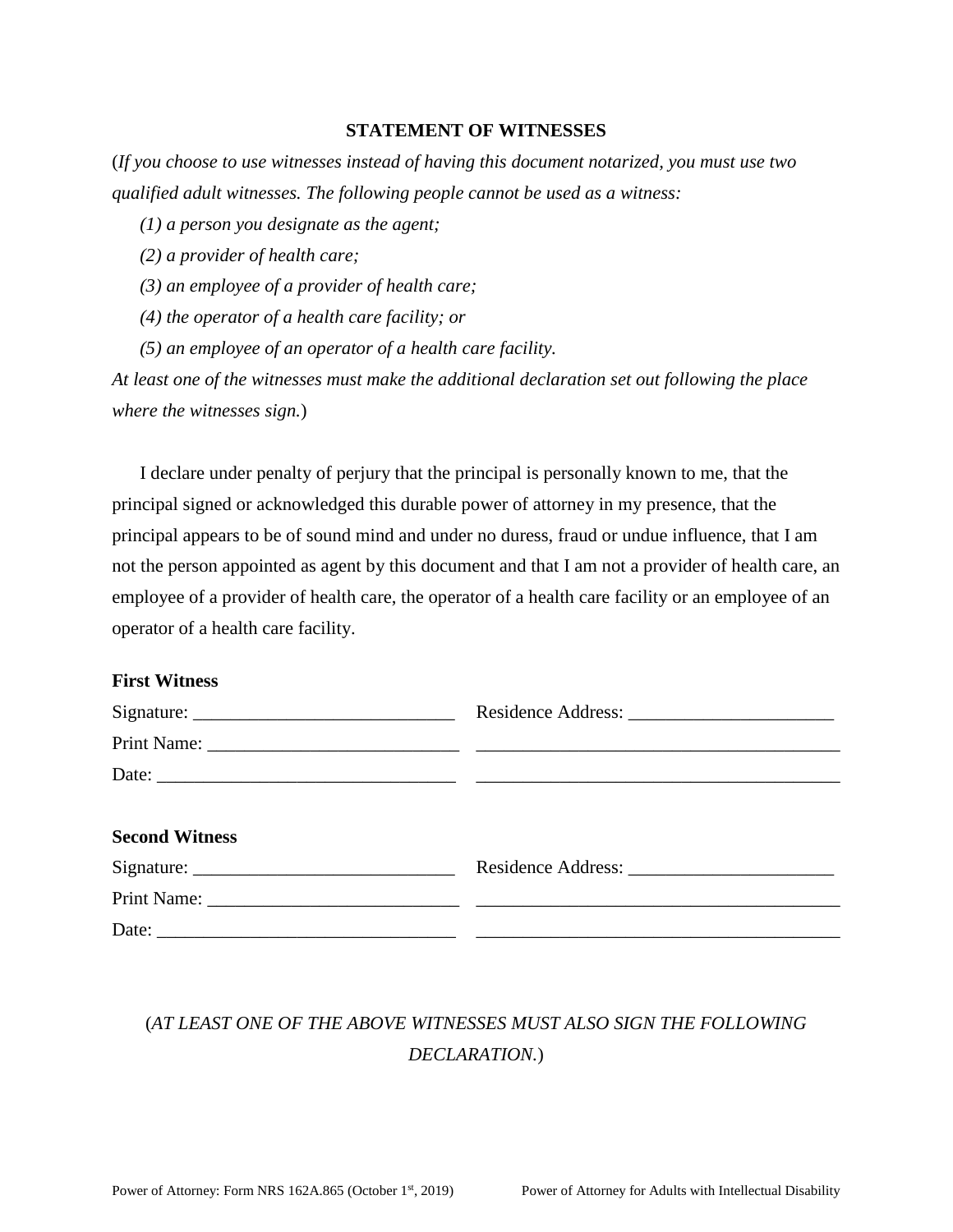## STATEMENT OF WITNESSES

(*If you choose to use witnesses instead of having this document notarized, you must use two qualified adult witnesses. The following people cannot be used as a witness:*

*(1) a person you designate as the agent;*

*(2) a provider of health care;*

*(3) an employee of a provider of health care;*

*(4) the operator of a health care facility; or*

*(5) an employee of an operator of a health care facility.*

*At least one of the witnesses must make the additional declaration set out following the place where the witnesses sign.*)

I declare under penalty of perjury that the principal is personally known to me, that the principal signed or acknowledged this durable power of attorney in my presence, that the principal appears to be of sound mind and under no duress, fraud or undue influence, that I am not the person appointed as agent by this document and that I am not a provider of health care, an employee of a provider of health care, the operator of a health care facility or an employee of an operator of a health care facility.

**First Witness**

Signature: ____________________________ Residence Address: ______________________

Print Name: ___________________________ ________________________________________

Date: ________________________________ ________________________________________

**Second Witness**

Signature: ____________________________ Residence Address: ______________________

Print Name: ___________________________ ________________________________________

Date: ________________________________ ________________________________________

(*AT LEAST ONE OF THE ABOVE WITNESSES MUST ALSO SIGN THE FOLLOWING DECLARATION.*)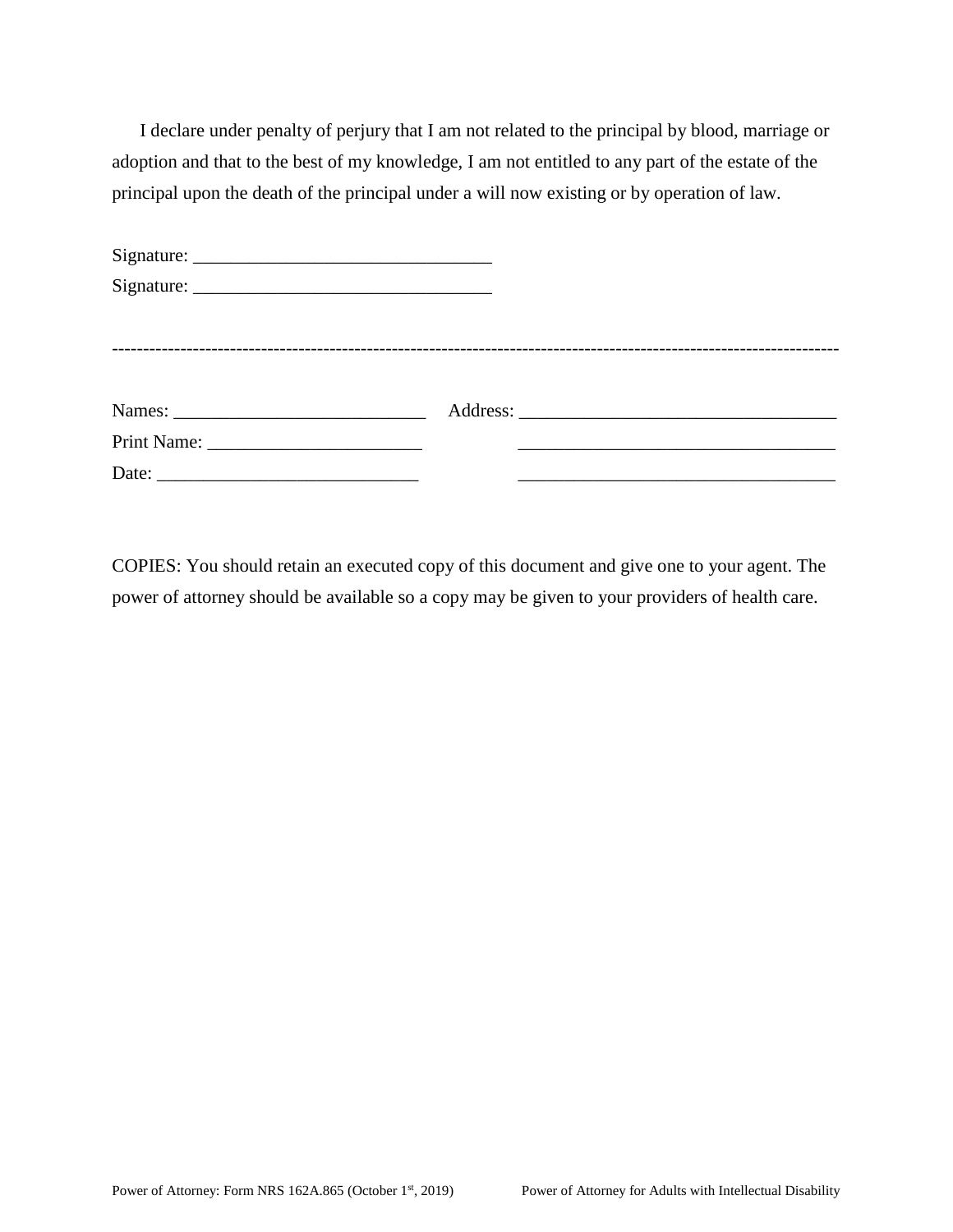I declare under penalty of perjury that I am not related to the principal by blood, marriage or adoption and that to the best of my knowledge, I am not entitled to any part of the estate of the principal upon the death of the principal under a will now existing or by operation of law.

Signature: ________________________________

Signature: ________________________________

---

Names: ___________________________ Address: __________________________________

Print Name: ______________________ __________________________________

Date: ____________________________ __________________________________

COPIES: You should retain an executed copy of this document and give one to your agent. The power of attorney should be available so a copy may be given to your providers of health care.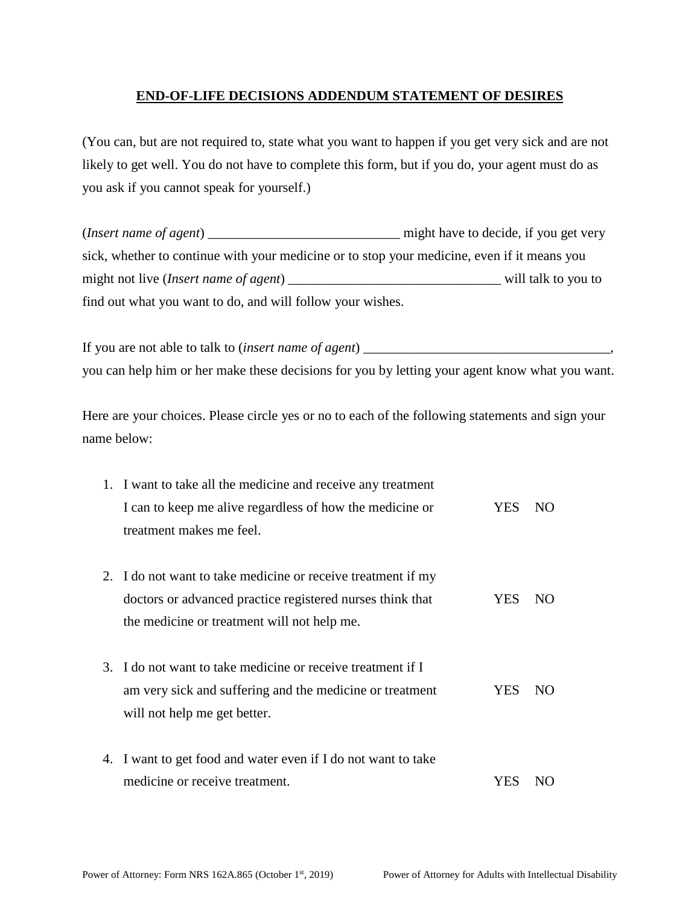## END-OF-LIFE DECISIONS ADDENDUM STATEMENT OF DESIRES

(You can, but are not required to, state what you want to happen if you get very sick and are not likely to get well. You do not have to complete this form, but if you do, your agent must do as you ask if you cannot speak for yourself.)

(*Insert name of agent*) ____________________________ might have to decide, if you get very sick, whether to continue with your medicine or to stop your medicine, even if it means you might not live (*Insert name of agent*) _______________________________ will talk to you to find out what you want to do, and will follow your wishes.

If you are not able to talk to (*insert name of agent*) ____________________________________, you can help him or her make these decisions for you by letting your agent know what you want.

Here are your choices. Please circle yes or no to each of the following statements and sign your name below:

1. I want to take all the medicine and receive any treatment I can to keep me alive regardless of how the medicine or treatment makes me feel. YES NO

2. I do not want to take medicine or receive treatment if my doctors or advanced practice registered nurses think that the medicine or treatment will not help me. YES NO

3. I do not want to take medicine or receive treatment if I am very sick and suffering and the medicine or treatment will not help me get better. YES NO

4. I want to get food and water even if I do not want to take medicine or receive treatment. YES NO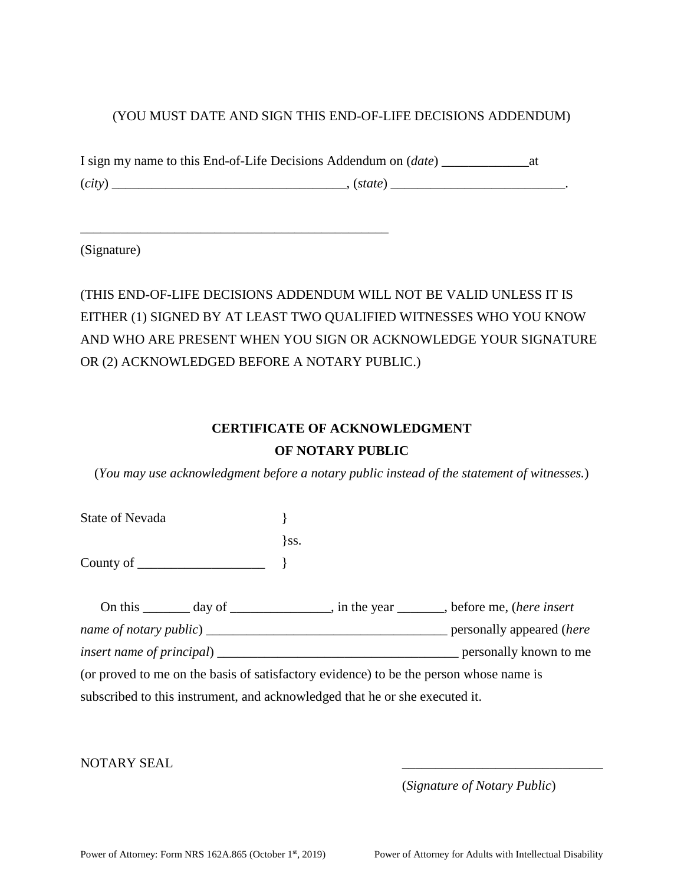(YOU MUST DATE AND SIGN THIS END-OF-LIFE DECISIONS ADDENDUM)

I sign my name to this End-of-Life Decisions Addendum on (*date*) _____________at (*city*) __________________________________, (*state*) _________________________.

_______________________________________________
(Signature)

(THIS END-OF-LIFE DECISIONS ADDENDUM WILL NOT BE VALID UNLESS IT IS EITHER (1) SIGNED BY AT LEAST TWO QUALIFIED WITNESSES WHO YOU KNOW AND WHO ARE PRESENT WHEN YOU SIGN OR ACKNOWLEDGE YOUR SIGNATURE OR (2) ACKNOWLEDGED BEFORE A NOTARY PUBLIC.)

**CERTIFICATE OF ACKNOWLEDGMENT**
**OF NOTARY PUBLIC**

(*You may use acknowledgment before a notary public instead of the statement of witnesses.*)

State of Nevada }
}ss.
County of ___________________ }

On this _______ day of _______________, in the year _______, before me, (*here insert name of notary public*) ___________________________________ personally appeared (*here insert name of principal*) ___________________________________ personally known to me (or proved to me on the basis of satisfactory evidence) to be the person whose name is subscribed to this instrument, and acknowledged that he or she executed it.

NOTARY SEAL

______________________________
(*Signature of Notary Public*)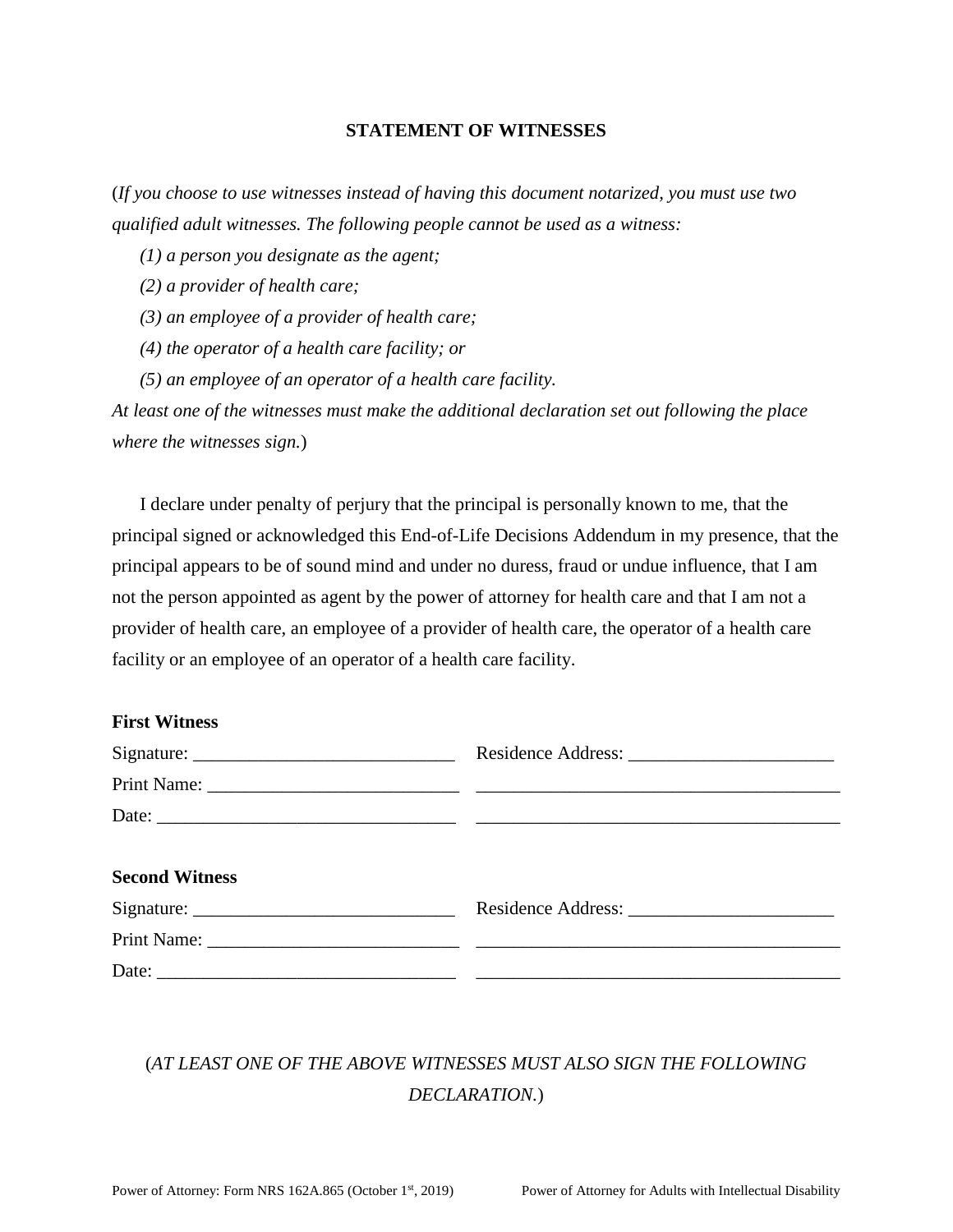## STATEMENT OF WITNESSES

(*If you choose to use witnesses instead of having this document notarized, you must use two qualified adult witnesses. The following people cannot be used as a witness:*

*(1) a person you designate as the agent;*

*(2) a provider of health care;*

*(3) an employee of a provider of health care;*

*(4) the operator of a health care facility; or*

*(5) an employee of an operator of a health care facility.*

*At least one of the witnesses must make the additional declaration set out following the place where the witnesses sign.*)

I declare under penalty of perjury that the principal is personally known to me, that the principal signed or acknowledged this End-of-Life Decisions Addendum in my presence, that the principal appears to be of sound mind and under no duress, fraud or undue influence, that I am not the person appointed as agent by the power of attorney for health care and that I am not a provider of health care, an employee of a provider of health care, the operator of a health care facility or an employee of an operator of a health care facility.

**First Witness**

Signature: ____________________________ Residence Address: ______________________

Print Name: ___________________________ ________________________________________

Date: ________________________________ ________________________________________

**Second Witness**

Signature: ____________________________ Residence Address: ______________________

Print Name: ___________________________ ________________________________________

Date: ________________________________ ________________________________________

(*AT LEAST ONE OF THE ABOVE WITNESSES MUST ALSO SIGN THE FOLLOWING DECLARATION.*)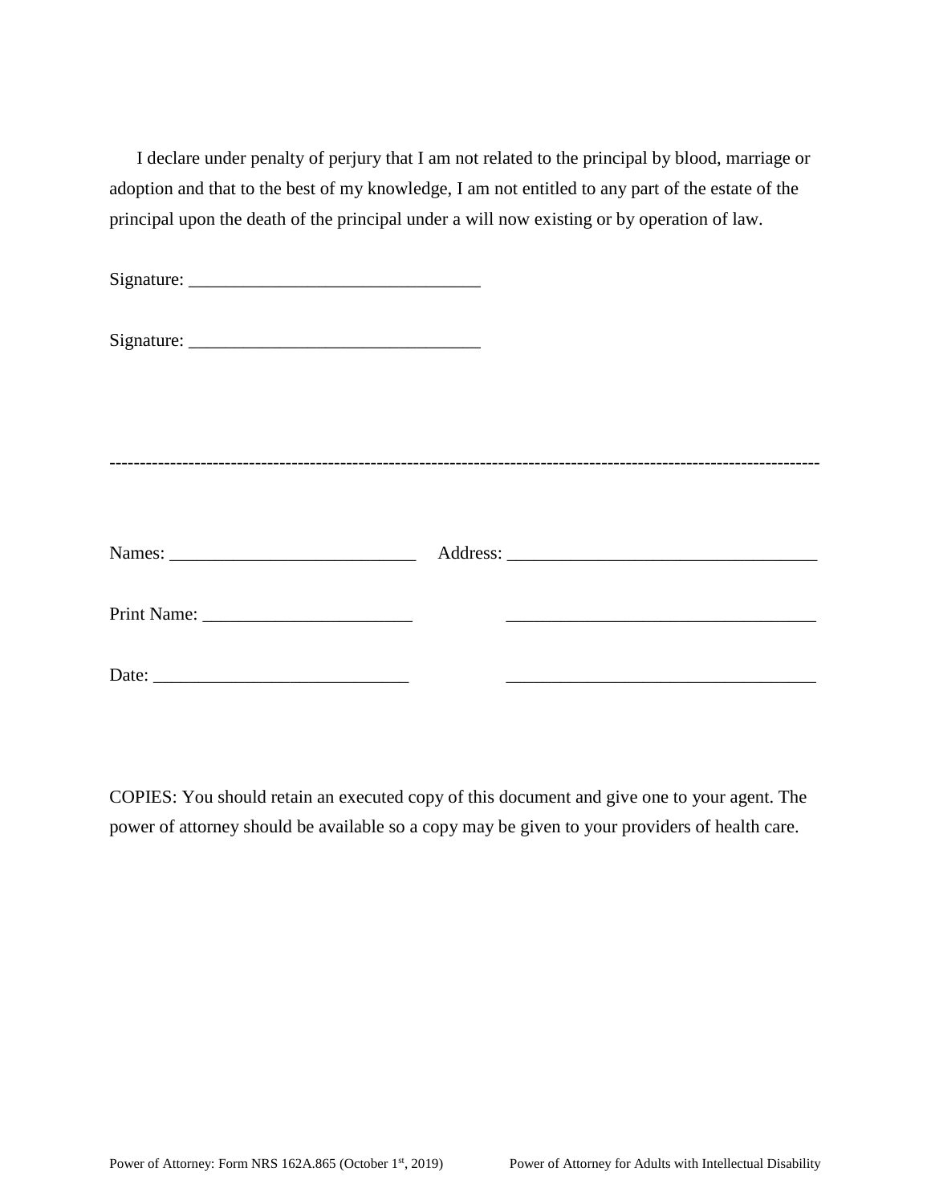I declare under penalty of perjury that I am not related to the principal by blood, marriage or adoption and that to the best of my knowledge, I am not entitled to any part of the estate of the principal upon the death of the principal under a will now existing or by operation of law.

Signature: ______________________________

Signature: ______________________________

---

Names: ___________________________ Address: ___________________________________

Print Name: _______________________ ___________________________________

Date: ___________________________ ___________________________________

COPIES: You should retain an executed copy of this document and give one to your agent. The power of attorney should be available so a copy may be given to your providers of health care.